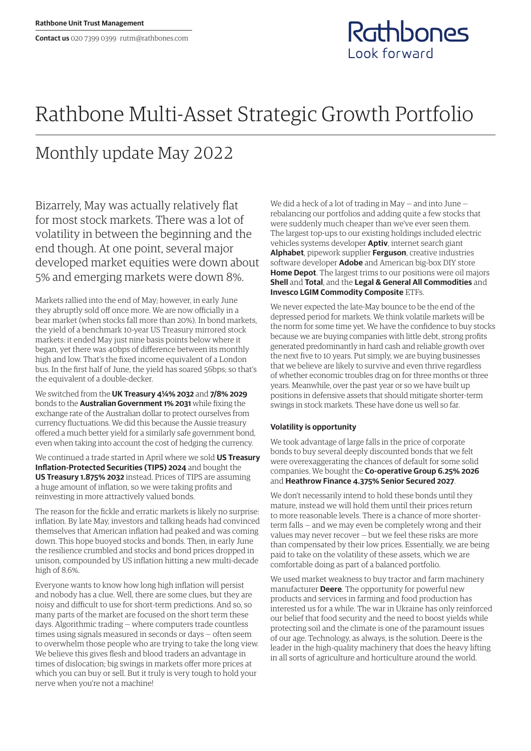**Rathbone Unit Trust Management**

**Contact us** 020 7399 0399 rutm@rathbones.com

Rathbones
Look forward

# Rathbone Multi-Asset Strategic Growth Portfolio

## Monthly update May 2022

Bizarrely, May was actually relatively flat for most stock markets. There was a lot of volatility in between the beginning and the end though. At one point, several major developed market equities were down about 5% and emerging markets were down 8%.

Markets rallied into the end of May; however, in early June they abruptly sold off once more. We are now officially in a bear market (when stocks fall more than 20%). In bond markets, the yield of a benchmark 10-year US Treasury mirrored stock markets: it ended May just nine basis points below where it began, yet there was 40bps of difference between its monthly high and low. That's the fixed income equivalent of a London bus. In the first half of June, the yield has soared 56bps; so that's the equivalent of a double-decker.

We switched from the **UK Treasury 4¼% 2032** and **7/8% 2029** bonds to the **Australian Government 1% 2031** while fixing the exchange rate of the Australian dollar to protect ourselves from currency fluctuations. We did this because the Aussie treasury offered a much better yield for a similarly safe government bond, even when taking into account the cost of hedging the currency.

We continued a trade started in April where we sold **US Treasury Inflation-Protected Securities (TIPS) 2024** and bought the **US Treasury 1.875% 2032** instead. Prices of TIPS are assuming a huge amount of inflation, so we were taking profits and reinvesting in more attractively valued bonds.

The reason for the fickle and erratic markets is likely no surprise: inflation. By late May, investors and talking heads had convinced themselves that American inflation had peaked and was coming down. This hope buoyed stocks and bonds. Then, in early June the resilience crumbled and stocks and bond prices dropped in unison, compounded by US inflation hitting a new multi-decade high of 8.6%.

Everyone wants to know how long high inflation will persist and nobody has a clue. Well, there are some clues, but they are noisy and difficult to use for short-term predictions. And so, so many parts of the market are focused on the short term these days. Algorithmic trading — where computers trade countless times using signals measured in seconds or days — often seem to overwhelm those people who are trying to take the long view. We believe this gives flesh and blood traders an advantage in times of dislocation; big swings in markets offer more prices at which you can buy or sell. But it truly is very tough to hold your nerve when you're not a machine!

We did a heck of a lot of trading in May — and into June — rebalancing our portfolios and adding quite a few stocks that were suddenly much cheaper than we've ever seen them. The largest top-ups to our existing holdings included electric vehicles systems developer **Aptiv**, internet search giant **Alphabet**, pipework supplier **Ferguson**, creative industries software developer **Adobe** and American big-box DIY store **Home Depot**. The largest trims to our positions were oil majors **Shell** and **Total**, and the **Legal & General All Commodities** and **Invesco LGIM Commodity Composite** ETFs.

We never expected the late-May bounce to be the end of the depressed period for markets. We think volatile markets will be the norm for some time yet. We have the confidence to buy stocks because we are buying companies with little debt, strong profits generated predominantly in hard cash and reliable growth over the next five to 10 years. Put simply, we are buying businesses that we believe are likely to survive and even thrive regardless of whether economic troubles drag on for three months or three years. Meanwhile, over the past year or so we have built up positions in defensive assets that should mitigate shorter-term swings in stock markets. These have done us well so far.

### Volatility is opportunity

We took advantage of large falls in the price of corporate bonds to buy several deeply discounted bonds that we felt were overexaggerating the chances of default for some solid companies. We bought the **Co-operative Group 6.25% 2026** and **Heathrow Finance 4.375% Senior Secured 2027**.

We don't necessarily intend to hold these bonds until they mature, instead we will hold them until their prices return to more reasonable levels. There is a chance of more shorter-term falls — and we may even be completely wrong and their values may never recover — but we feel these risks are more than compensated by their low prices. Essentially, we are being paid to take on the volatility of these assets, which we are comfortable doing as part of a balanced portfolio.

We used market weakness to buy tractor and farm machinery manufacturer **Deere**. The opportunity for powerful new products and services in farming and food production has interested us for a while. The war in Ukraine has only reinforced our belief that food security and the need to boost yields while protecting soil and the climate is one of the paramount issues of our age. Technology, as always, is the solution. Deere is the leader in the high-quality machinery that does the heavy lifting in all sorts of agriculture and horticulture around the world.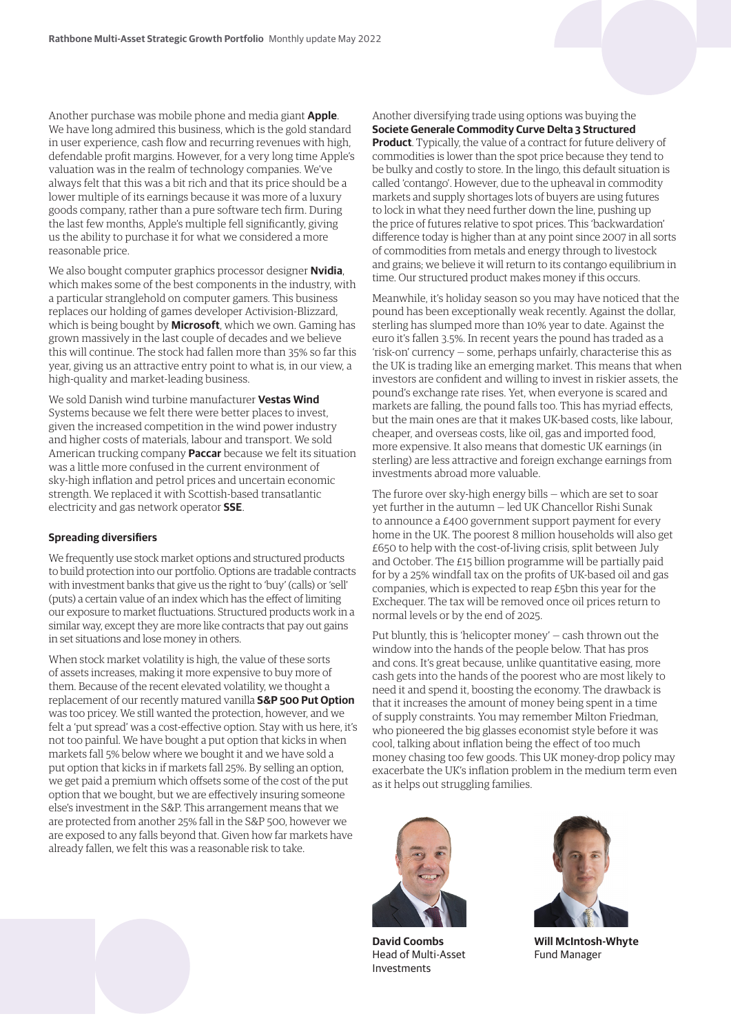Another purchase was mobile phone and media giant **Apple**. We have long admired this business, which is the gold standard in user experience, cash flow and recurring revenues with high, defendable profit margins. However, for a very long time Apple's valuation was in the realm of technology companies. We've always felt that this was a bit rich and that its price should be a lower multiple of its earnings because it was more of a luxury goods company, rather than a pure software tech firm. During the last few months, Apple's multiple fell significantly, giving us the ability to purchase it for what we considered a more reasonable price.

We also bought computer graphics processor designer **Nvidia**, which makes some of the best components in the industry, with a particular stranglehold on computer gamers. This business replaces our holding of games developer Activision-Blizzard, which is being bought by **Microsoft**, which we own. Gaming has grown massively in the last couple of decades and we believe this will continue. The stock has fallen more than 35% so far this year, giving us an attractive entry point to what is, in our view, a high-quality and market-leading business.

We sold Danish wind turbine manufacturer **Vestas Wind** Systems because we felt there were better places to invest, given the increased competition in the wind power industry and higher costs of materials, labour and transport. We sold American trucking company **Paccar** because we felt its situation was a little more confused in the current environment of sky-high inflation and petrol prices and uncertain economic strength. We replaced it with Scottish-based transatlantic electricity and gas network operator **SSE**.

### Spreading diversifiers

We frequently use stock market options and structured products to build protection into our portfolio. Options are tradable contracts with investment banks that give us the right to 'buy' (calls) or 'sell' (puts) a certain value of an index which has the effect of limiting our exposure to market fluctuations. Structured products work in a similar way, except they are more like contracts that pay out gains in set situations and lose money in others.

When stock market volatility is high, the value of these sorts of assets increases, making it more expensive to buy more of them. Because of the recent elevated volatility, we thought a replacement of our recently matured vanilla **S&P 500 Put Option** was too pricey. We still wanted the protection, however, and we felt a 'put spread' was a cost-effective option. Stay with us here, it's not too painful. We have bought a put option that kicks in when markets fall 5% below where we bought it and we have sold a put option that kicks in if markets fall 25%. By selling an option, we get paid a premium which offsets some of the cost of the put option that we bought, but we are effectively insuring someone else's investment in the S&P. This arrangement means that we are protected from another 25% fall in the S&P 500, however we are exposed to any falls beyond that. Given how far markets have already fallen, we felt this was a reasonable risk to take.

Another diversifying trade using options was buying the **Societe Generale Commodity Curve Delta 3 Structured Product**. Typically, the value of a contract for future delivery of commodities is lower than the spot price because they tend to be bulky and costly to store. In the lingo, this default situation is called 'contango'. However, due to the upheaval in commodity markets and supply shortages lots of buyers are using futures to lock in what they need further down the line, pushing up the price of futures relative to spot prices. This 'backwardation' difference today is higher than at any point since 2007 in all sorts of commodities from metals and energy through to livestock and grains; we believe it will return to its contango equilibrium in time. Our structured product makes money if this occurs.

Meanwhile, it's holiday season so you may have noticed that the pound has been exceptionally weak recently. Against the dollar, sterling has slumped more than 10% year to date. Against the euro it's fallen 3.5%. In recent years the pound has traded as a 'risk-on' currency — some, perhaps unfairly, characterise this as the UK is trading like an emerging market. This means that when investors are confident and willing to invest in riskier assets, the pound's exchange rate rises. Yet, when everyone is scared and markets are falling, the pound falls too. This has myriad effects, but the main ones are that it makes UK-based costs, like labour, cheaper, and overseas costs, like oil, gas and imported food, more expensive. It also means that domestic UK earnings (in sterling) are less attractive and foreign exchange earnings from investments abroad more valuable.

The furore over sky-high energy bills — which are set to soar yet further in the autumn — led UK Chancellor Rishi Sunak to announce a £400 government support payment for every home in the UK. The poorest 8 million households will also get £650 to help with the cost-of-living crisis, split between July and October. The £15 billion programme will be partially paid for by a 25% windfall tax on the profits of UK-based oil and gas companies, which is expected to reap £5bn this year for the Exchequer. The tax will be removed once oil prices return to normal levels or by the end of 2025.

Put bluntly, this is 'helicopter money' — cash thrown out the window into the hands of the people below. That has pros and cons. It's great because, unlike quantitative easing, more cash gets into the hands of the poorest who are most likely to need it and spend it, boosting the economy. The drawback is that it increases the amount of money being spent in a time of supply constraints. You may remember Milton Friedman, who pioneered the big glasses economist style before it was cool, talking about inflation being the effect of too much money chasing too few goods. This UK money-drop policy may exacerbate the UK's inflation problem in the medium term even as it helps out struggling families.

**David Coombs**
Head of Multi-Asset Investments

**Will McIntosh-Whyte**
Fund Manager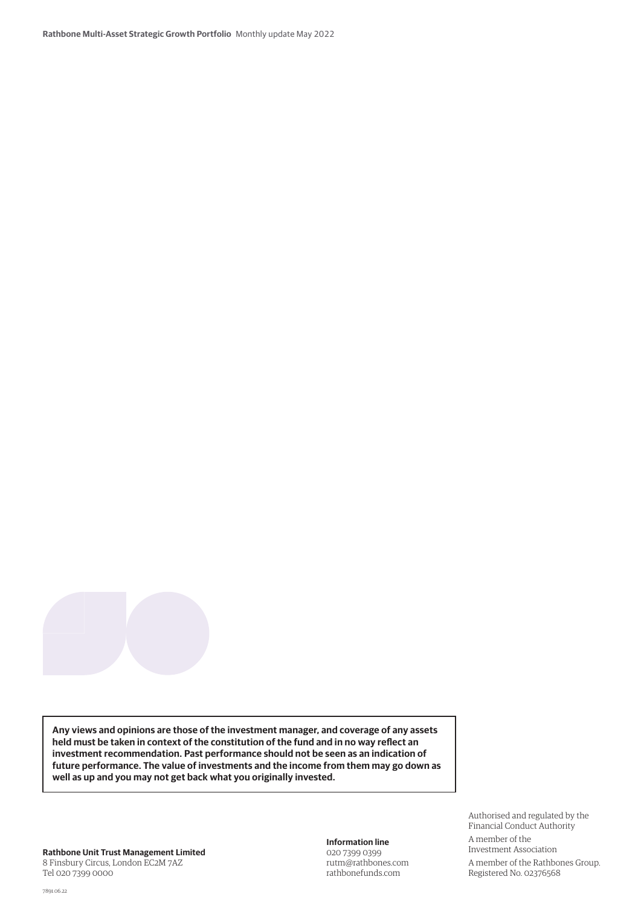**Any views and opinions are those of the investment manager, and coverage of any assets held must be taken in context of the constitution of the fund and in no way reflect an investment recommendation. Past performance should not be seen as an indication of future performance. The value of investments and the income from them may go down as well as up and you may not get back what you originally invested.**

**Rathbone Unit Trust Management Limited**
8 Finsbury Circus, London EC2M 7AZ
Tel 020 7399 0000

**Information line**
020 7399 0399
rutm@rathbones.com
rathbonefunds.com

Authorised and regulated by the Financial Conduct Authority

A member of the Investment Association

A member of the Rathbones Group. Registered No. 02376568

7891.06.22